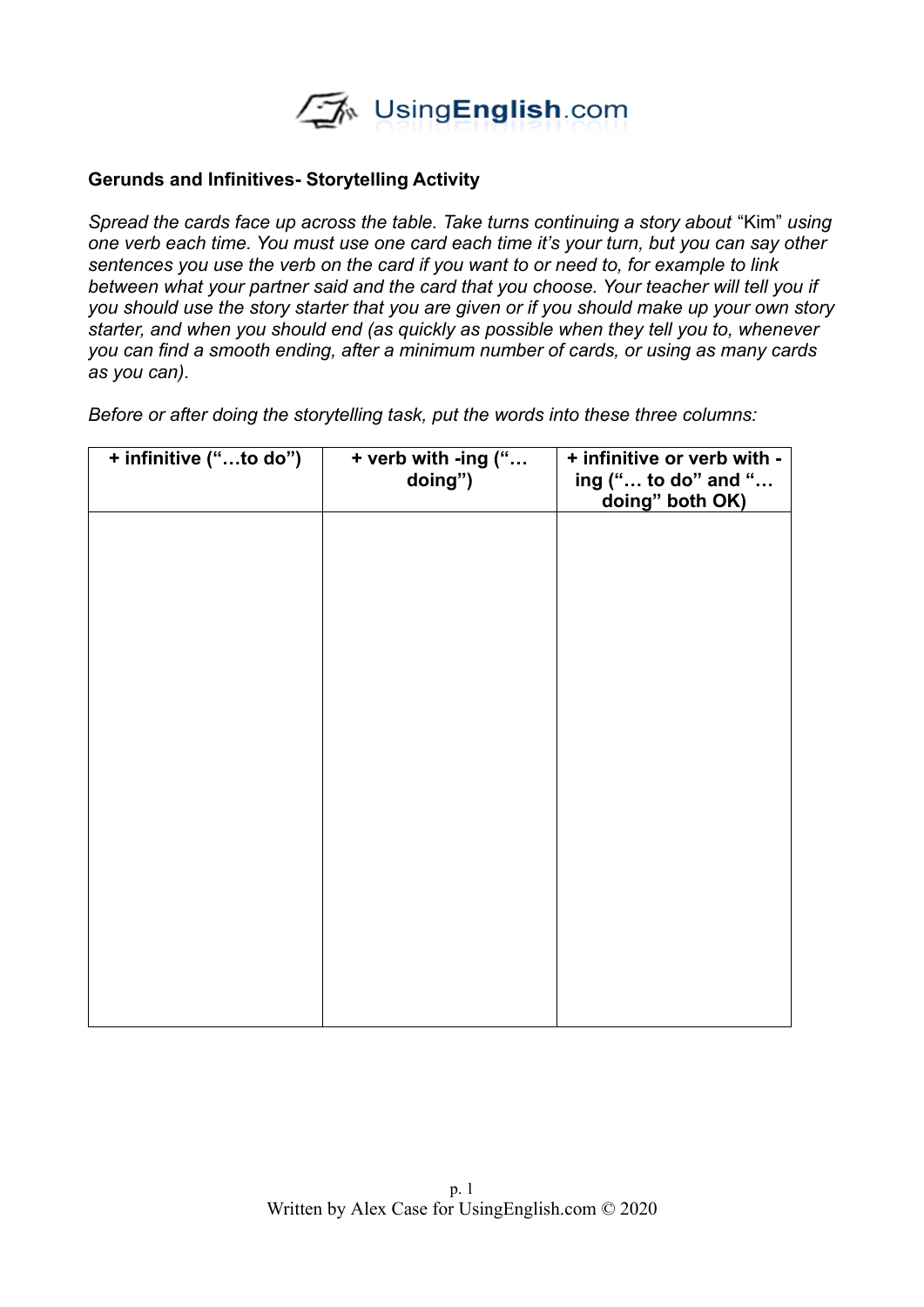## Gerunds and Infinitives- Storytelling Activity

*Spread the cards face up across the table. Take turns continuing a story about* "Kim" *using one verb each time. You must use one card each time it's your turn, but you can say other sentences you use the verb on the card if you want to or need to, for example to link between what your partner said and the card that you choose. Your teacher will tell you if you should use the story starter that you are given or if you should make up your own story starter, and when you should end (as quickly as possible when they tell you to, whenever you can find a smooth ending, after a minimum number of cards, or using as many cards as you can).*

*Before or after doing the storytelling task, put the words into these three columns:*

| + infinitive ("…to do") | + verb with -ing ("… doing") | + infinitive or verb with -ing ("… to do" and "… doing" both OK) |
|---|---|---|
| | | |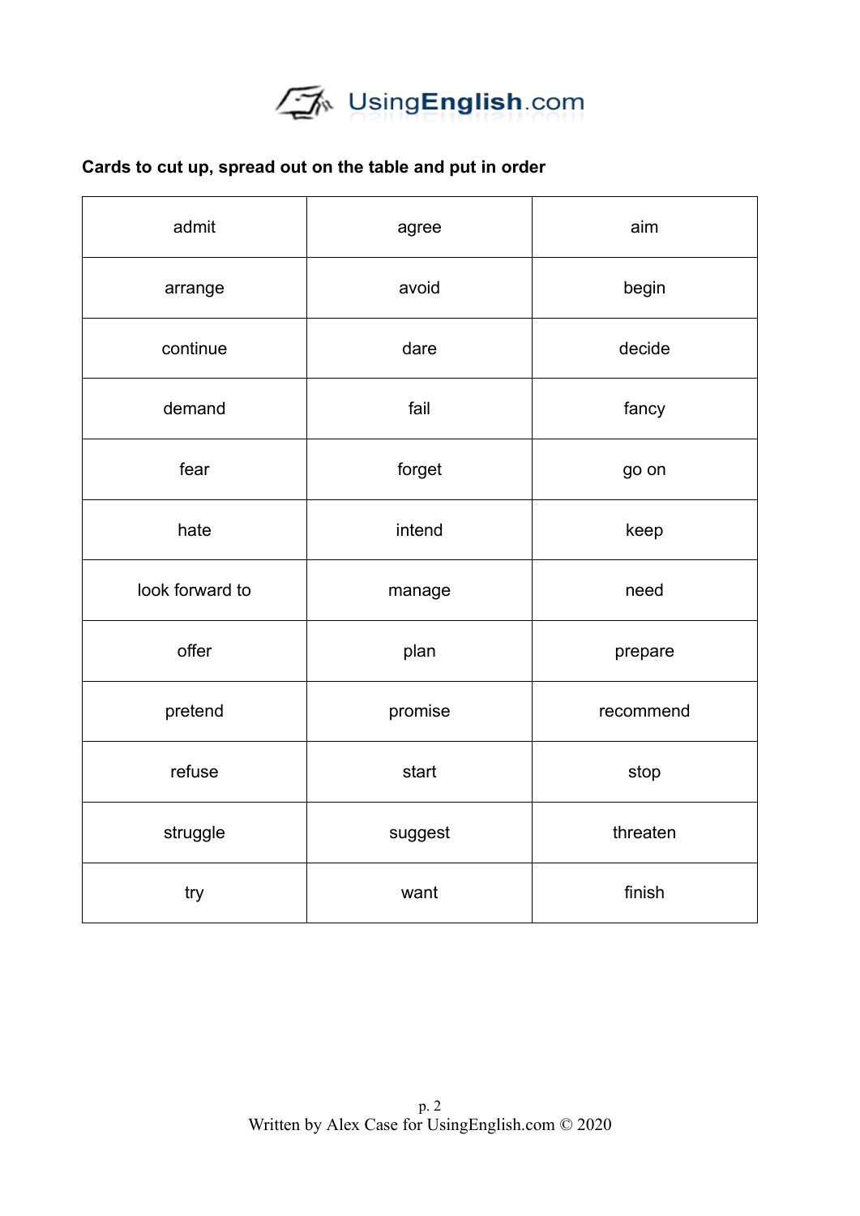**Cards to cut up, spread out on the table and put in order**

| | | |
|---|---|---|
| admit | agree | aim |
| arrange | avoid | begin |
| continue | dare | decide |
| demand | fail | fancy |
| fear | forget | go on |
| hate | intend | keep |
| look forward to | manage | need |
| offer | plan | prepare |
| pretend | promise | recommend |
| refuse | start | stop |
| struggle | suggest | threaten |
| try | want | finish |

Written by Alex Case for UsingEnglish.com © 2020